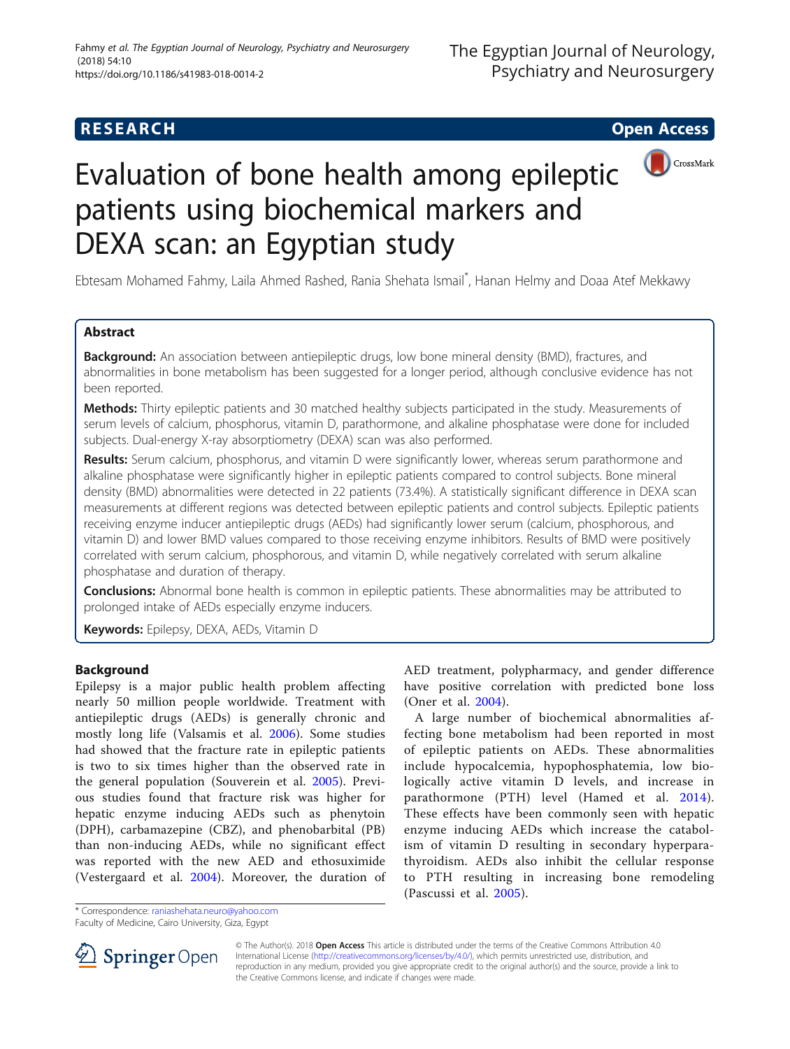**RESEARCH** **Open Access**

# Evaluation of bone health among epileptic patients using biochemical markers and DEXA scan: an Egyptian study

Ebtesam Mohamed Fahmy, Laila Ahmed Rashed, Rania Shehata Ismail*, Hanan Helmy and Doaa Atef Mekkawy

## Abstract

**Background:** An association between antiepileptic drugs, low bone mineral density (BMD), fractures, and abnormalities in bone metabolism has been suggested for a longer period, although conclusive evidence has not been reported.

**Methods:** Thirty epileptic patients and 30 matched healthy subjects participated in the study. Measurements of serum levels of calcium, phosphorus, vitamin D, parathormone, and alkaline phosphatase were done for included subjects. Dual-energy X-ray absorptiometry (DEXA) scan was also performed.

**Results:** Serum calcium, phosphorus, and vitamin D were significantly lower, whereas serum parathormone and alkaline phosphatase were significantly higher in epileptic patients compared to control subjects. Bone mineral density (BMD) abnormalities were detected in 22 patients (73.4%). A statistically significant difference in DEXA scan measurements at different regions was detected between epileptic patients and control subjects. Epileptic patients receiving enzyme inducer antiepileptic drugs (AEDs) had significantly lower serum (calcium, phosphorous, and vitamin D) and lower BMD values compared to those receiving enzyme inhibitors. Results of BMD were positively correlated with serum calcium, phosphorous, and vitamin D, while negatively correlated with serum alkaline phosphatase and duration of therapy.

**Conclusions:** Abnormal bone health is common in epileptic patients. These abnormalities may be attributed to prolonged intake of AEDs especially enzyme inducers.

**Keywords:** Epilepsy, DEXA, AEDs, Vitamin D

## Background

Epilepsy is a major public health problem affecting nearly 50 million people worldwide. Treatment with antiepileptic drugs (AEDs) is generally chronic and mostly long life (Valsamis et al. 2006). Some studies had showed that the fracture rate in epileptic patients is two to six times higher than the observed rate in the general population (Souverein et al. 2005). Previous studies found that fracture risk was higher for hepatic enzyme inducing AEDs such as phenytoin (DPH), carbamazepine (CBZ), and phenobarbital (PB) than non-inducing AEDs, while no significant effect was reported with the new AED and ethosuximide (Vestergaard et al. 2004). Moreover, the duration of AED treatment, polypharmacy, and gender difference have positive correlation with predicted bone loss (Oner et al. 2004).

A large number of biochemical abnormalities affecting bone metabolism had been reported in most of epileptic patients on AEDs. These abnormalities include hypocalcemia, hypophosphatemia, low biologically active vitamin D levels, and increase in parathormone (PTH) level (Hamed et al. 2014). These effects have been commonly seen with hepatic enzyme inducing AEDs which increase the catabolism of vitamin D resulting in secondary hyperparathyroidism. AEDs also inhibit the cellular response to PTH resulting in increasing bone remodeling (Pascussi et al. 2005).

\* Correspondence: raniashehata.neuro@yahoo.com
Faculty of Medicine, Cairo University, Giza, Egypt

© The Author(s). 2018 **Open Access** This article is distributed under the terms of the Creative Commons Attribution 4.0 International License (http://creativecommons.org/licenses/by/4.0/), which permits unrestricted use, distribution, and reproduction in any medium, provided you give appropriate credit to the original author(s) and the source, provide a link to the Creative Commons license, and indicate if changes were made.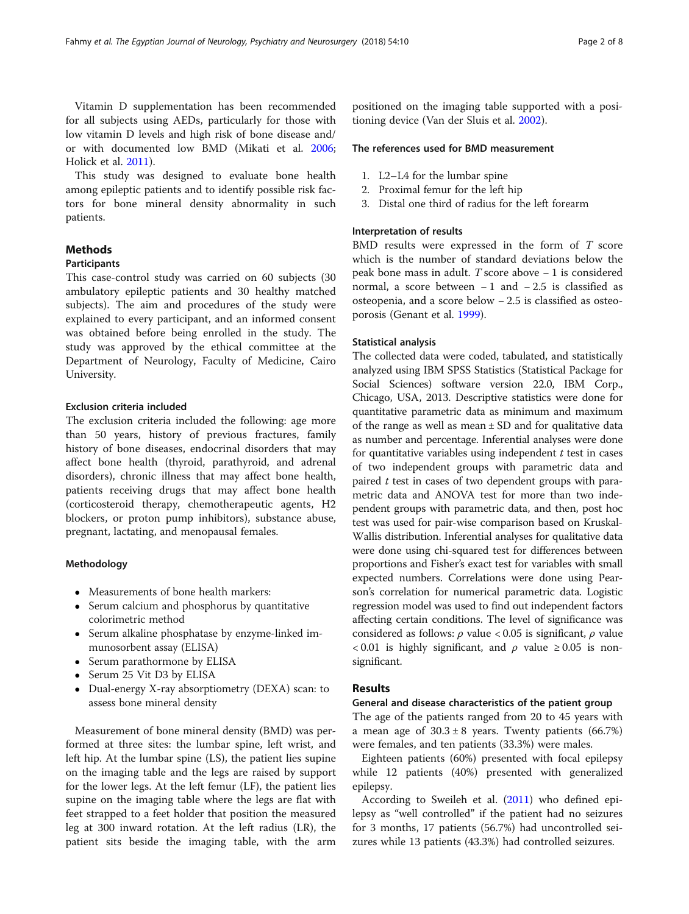Vitamin D supplementation has been recommended for all subjects using AEDs, particularly for those with low vitamin D levels and high risk of bone disease and/or with documented low BMD (Mikati et al. 2006; Holick et al. 2011).

This study was designed to evaluate bone health among epileptic patients and to identify possible risk factors for bone mineral density abnormality in such patients.

## Methods

### Participants

This case-control study was carried on 60 subjects (30 ambulatory epileptic patients and 30 healthy matched subjects). The aim and procedures of the study were explained to every participant, and an informed consent was obtained before being enrolled in the study. The study was approved by the ethical committee at the Department of Neurology, Faculty of Medicine, Cairo University.

#### Exclusion criteria included

The exclusion criteria included the following: age more than 50 years, history of previous fractures, family history of bone diseases, endocrinal disorders that may affect bone health (thyroid, parathyroid, and adrenal disorders), chronic illness that may affect bone health, patients receiving drugs that may affect bone health (corticosteroid therapy, chemotherapeutic agents, H2 blockers, or proton pump inhibitors), substance abuse, pregnant, lactating, and menopausal females.

#### Methodology

- Measurements of bone health markers:
- Serum calcium and phosphorus by quantitative colorimetric method
- Serum alkaline phosphatase by enzyme-linked immunosorbent assay (ELISA)
- Serum parathormone by ELISA
- Serum 25 Vit D3 by ELISA
- Dual-energy X-ray absorptiometry (DEXA) scan: to assess bone mineral density

Measurement of bone mineral density (BMD) was performed at three sites: the lumbar spine, left wrist, and left hip. At the lumbar spine (LS), the patient lies supine on the imaging table and the legs are raised by support for the lower legs. At the left femur (LF), the patient lies supine on the imaging table where the legs are flat with feet strapped to a feet holder that position the measured leg at 300 inward rotation. At the left radius (LR), the patient sits beside the imaging table, with the arm positioned on the imaging table supported with a positioning device (Van der Sluis et al. 2002).

#### The references used for BMD measurement

1. L2–L4 for the lumbar spine
2. Proximal femur for the left hip
3. Distal one third of radius for the left forearm

#### Interpretation of results

BMD results were expressed in the form of *T* score which is the number of standard deviations below the peak bone mass in adult. *T* score above − 1 is considered normal, a score between − 1 and − 2.5 is classified as osteopenia, and a score below − 2.5 is classified as osteoporosis (Genant et al. 1999).

#### Statistical analysis

The collected data were coded, tabulated, and statistically analyzed using IBM SPSS Statistics (Statistical Package for Social Sciences) software version 22.0, IBM Corp., Chicago, USA, 2013. Descriptive statistics were done for quantitative parametric data as minimum and maximum of the range as well as mean ± SD and for qualitative data as number and percentage. Inferential analyses were done for quantitative variables using independent *t* test in cases of two independent groups with parametric data and paired *t* test in cases of two dependent groups with parametric data and ANOVA test for more than two independent groups with parametric data, and then, post hoc test was used for pair-wise comparison based on Kruskal-Wallis distribution. Inferential analyses for qualitative data were done using chi-squared test for differences between proportions and Fisher's exact test for variables with small expected numbers. Correlations were done using Pearson's correlation for numerical parametric data. Logistic regression model was used to find out independent factors affecting certain conditions. The level of significance was considered as follows: $\rho$ value < 0.05 is significant, $\rho$ value < 0.01 is highly significant, and $\rho$ value ≥ 0.05 is non-significant.

## Results

### General and disease characteristics of the patient group

The age of the patients ranged from 20 to 45 years with a mean age of 30.3 ± 8 years. Twenty patients (66.7%) were females, and ten patients (33.3%) were males.

Eighteen patients (60%) presented with focal epilepsy while 12 patients (40%) presented with generalized epilepsy.

According to Sweileh et al. (2011) who defined epilepsy as "well controlled" if the patient had no seizures for 3 months, 17 patients (56.7%) had uncontrolled seizures while 13 patients (43.3%) had controlled seizures.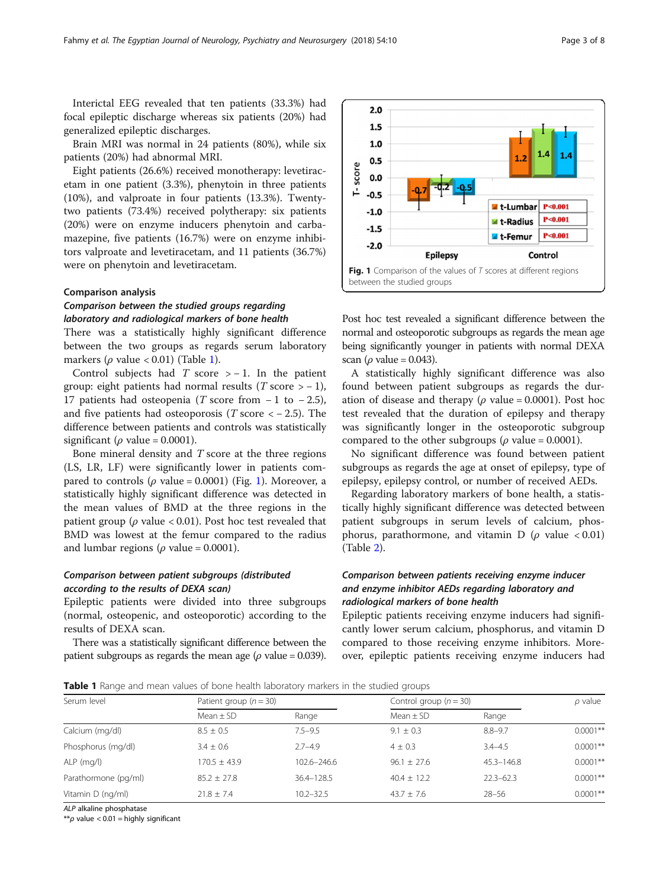Interictal EEG revealed that ten patients (33.3%) had focal epileptic discharge whereas six patients (20%) had generalized epileptic discharges.

Brain MRI was normal in 24 patients (80%), while six patients (20%) had abnormal MRI.

Eight patients (26.6%) received monotherapy: levetiracetam in one patient (3.3%), phenytoin in three patients (10%), and valproate in four patients (13.3%). Twenty-two patients (73.4%) received polytherapy: six patients (20%) were on enzyme inducers phenytoin and carbamazepine, five patients (16.7%) were on enzyme inhibitors valproate and levetiracetam, and 11 patients (36.7%) were on phenytoin and levetiracetam.

## Comparison analysis

### *Comparison between the studied groups regarding laboratory and radiological markers of bone health*

There was a statistically highly significant difference between the two groups as regards serum laboratory markers ($\rho$ value < 0.01) (Table 1).

Control subjects had *T* score > − 1. In the patient group: eight patients had normal results (*T* score > − 1), 17 patients had osteopenia (*T* score from − 1 to − 2.5), and five patients had osteoporosis (*T* score < − 2.5). The difference between patients and controls was statistically significant ($\rho$ value = 0.0001).

Bone mineral density and *T* score at the three regions (LS, LR, LF) were significantly lower in patients compared to controls ($\rho$ value = 0.0001) (Fig. 1). Moreover, a statistically highly significant difference was detected in the mean values of BMD at the three regions in the patient group ($\rho$ value < 0.01). Post hoc test revealed that BMD was lowest at the femur compared to the radius and lumbar regions ($\rho$ value = 0.0001).

### *Comparison between patient subgroups (distributed according to the results of DEXA scan)*

Epileptic patients were divided into three subgroups (normal, osteopenic, and osteoporotic) according to the results of DEXA scan.

There was a statistically significant difference between the patient subgroups as regards the mean age ($\rho$ value = 0.039).

**Fig. 1** Comparison of the values of *T* scores at different regions between the studied groups

Post hoc test revealed a significant difference between the normal and osteoporotic subgroups as regards the mean age being significantly younger in patients with normal DEXA scan ($\rho$ value = 0.043).

A statistically highly significant difference was also found between patient subgroups as regards the duration of disease and therapy ($\rho$ value = 0.0001). Post hoc test revealed that the duration of epilepsy and therapy was significantly longer in the osteoporotic subgroup compared to the other subgroups ($\rho$ value = 0.0001).

No significant difference was found between patient subgroups as regards the age at onset of epilepsy, type of epilepsy, epilepsy control, or number of received AEDs.

Regarding laboratory markers of bone health, a statistically highly significant difference was detected between patient subgroups in serum levels of calcium, phosphorus, parathormone, and vitamin D ($\rho$ value < 0.01) (Table 2).

### *Comparison between patients receiving enzyme inducer and enzyme inhibitor AEDs regarding laboratory and radiological markers of bone health*

Epileptic patients receiving enzyme inducers had significantly lower serum calcium, phosphorus, and vitamin D compared to those receiving enzyme inhibitors. Moreover, epileptic patients receiving enzyme inducers had

**Table 1** Range and mean values of bone health laboratory markers in the studied groups

| Serum level | Patient group ($n = 30$) | | Control group ($n = 30$) | | $\rho$ value |
|---|---|---|---|---|---|
| | Mean ± SD | Range | Mean ± SD | Range | |
| Calcium (mg/dl) | 8.5 ± 0.5 | 7.5–9.5 | 9.1 ± 0.3 | 8.8–9.7 | 0.0001** |
| Phosphorus (mg/dl) | 3.4 ± 0.6 | 2.7–4.9 | 4 ± 0.3 | 3.4–4.5 | 0.0001** |
| ALP (mg/l) | 170.5 ± 43.9 | 102.6–246.6 | 96.1 ± 27.6 | 45.3–146.8 | 0.0001** |
| Parathormone (pg/ml) | 85.2 ± 27.8 | 36.4–128.5 | 40.4 ± 12.2 | 22.3–62.3 | 0.0001** |
| Vitamin D (ng/ml) | 21.8 ± 7.4 | 10.2–32.5 | 43.7 ± 7.6 | 28–56 | 0.0001** |

*ALP* alkaline phosphatase

**$\rho$ value < 0.01 = highly significant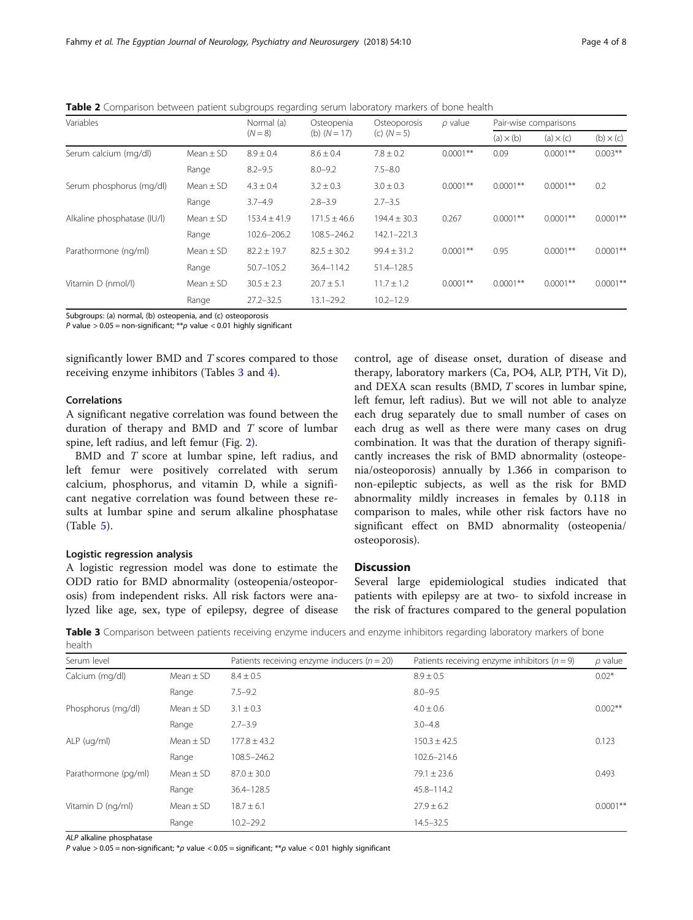**Table 2** Comparison between patient subgroups regarding serum laboratory markers of bone health

| Variables | | Normal (a) (*N* = 8) | Osteopenia (b) (*N* = 17) | Osteoporosis (c) (*N* = 5) | *ρ* value | Pair-wise comparisons | | |
|---|---|---|---|---|---|---|---|---|
| | | | | | | (a) × (b) | (a) × (c) | (b) × (c) |
| Serum calcium (mg/dl) | Mean ± SD | 8.9 ± 0.4 | 8.6 ± 0.4 | 7.8 ± 0.2 | 0.0001** | 0.09 | 0.0001** | 0.003** |
| | Range | 8.2–9.5 | 8.0–9.2 | 7.5–8.0 | | | | |
| Serum phosphorus (mg/dl) | Mean ± SD | 4.3 ± 0.4 | 3.2 ± 0.3 | 3.0 ± 0.3 | 0.0001** | 0.0001** | 0.0001** | 0.2 |
| | Range | 3.7–4.9 | 2.8–3.9 | 2.7–3.5 | | | | |
| Alkaline phosphatase (IU/l) | Mean ± SD | 153.4 ± 41.9 | 171.5 ± 46.6 | 194.4 ± 30.3 | 0.267 | 0.0001** | 0.0001** | 0.0001** |
| | Range | 102.6–206.2 | 108.5–246.2 | 142.1–221.3 | | | | |
| Parathormone (ng/ml) | Mean ± SD | 82.2 ± 19.7 | 82.5 ± 30.2 | 99.4 ± 31.2 | 0.0001** | 0.95 | 0.0001** | 0.0001** |
| | Range | 50.7–105.2 | 36.4–114.2 | 51.4–128.5 | | | | |
| Vitamin D (nmol/l) | Mean ± SD | 30.5 ± 2.3 | 20.7 ± 5.1 | 11.7 ± 1.2 | 0.0001** | 0.0001** | 0.0001** | 0.0001** |
| | Range | 27.2–32.5 | 13.1–29.2 | 10.2–12.9 | | | | |

Subgroups: (a) normal, (b) osteopenia, and (c) osteoporosis
*P* value > 0.05 = non-significant; ***ρ* value < 0.01 highly significant

significantly lower BMD and *T* scores compared to those receiving enzyme inhibitors (Tables 3 and 4).

### Correlations

A significant negative correlation was found between the duration of therapy and BMD and *T* score of lumbar spine, left radius, and left femur (Fig. 2).

BMD and *T* score at lumbar spine, left radius, and left femur were positively correlated with serum calcium, phosphorus, and vitamin D, while a significant negative correlation was found between these results at lumbar spine and serum alkaline phosphatase (Table 5).

### Logistic regression analysis

A logistic regression model was done to estimate the ODD ratio for BMD abnormality (osteopenia/osteoporosis) from independent risks. All risk factors were analyzed like age, sex, type of epilepsy, degree of disease control, age of disease onset, duration of disease and therapy, laboratory markers (Ca, PO4, ALP, PTH, Vit D), and DEXA scan results (BMD, *T* scores in lumbar spine, left femur, left radius). But we will not able to analyze each drug separately due to small number of cases on each drug as well as there were many cases on drug combination. It was that the duration of therapy significantly increases the risk of BMD abnormality (osteopenia/osteoporosis) annually by 1.366 in comparison to non-epileptic subjects, as well as the risk for BMD abnormality mildly increases in females by 0.118 in comparison to males, while other risk factors have no significant effect on BMD abnormality (osteopenia/osteoporosis).

## Discussion

Several large epidemiological studies indicated that patients with epilepsy are at two- to sixfold increase in the risk of fractures compared to the general population

**Table 3** Comparison between patients receiving enzyme inducers and enzyme inhibitors regarding laboratory markers of bone health

| Serum level | | Patients receiving enzyme inducers (*n* = 20) | Patients receiving enzyme inhibitors (*n* = 9) | *ρ* value |
|---|---|---|---|---|
| Calcium (mg/dl) | Mean ± SD | 8.4 ± 0.5 | 8.9 ± 0.5 | 0.02* |
| | Range | 7.5–9.2 | 8.0–9.5 | |
| Phosphorus (mg/dl) | Mean ± SD | 3.1 ± 0.3 | 4.0 ± 0.6 | 0.002** |
| | Range | 2.7–3.9 | 3.0–4.8 | |
| ALP (ug/ml) | Mean ± SD | 177.8 ± 43.2 | 150.3 ± 42.5 | 0.123 |
| | Range | 108.5–246.2 | 102.6–214.6 | |
| Parathormone (pg/ml) | Mean ± SD | 87.0 ± 30.0 | 79.1 ± 23.6 | 0.493 |
| | Range | 36.4–128.5 | 45.8–114.2 | |
| Vitamin D (ng/ml) | Mean ± SD | 18.7 ± 6.1 | 27.9 ± 6.2 | 0.0001** |
| | Range | 10.2–29.2 | 14.5–32.5 | |

*ALP* alkaline phosphatase
*P* value > 0.05 = non-significant; **ρ* value < 0.05 = significant; ***ρ* value < 0.01 highly significant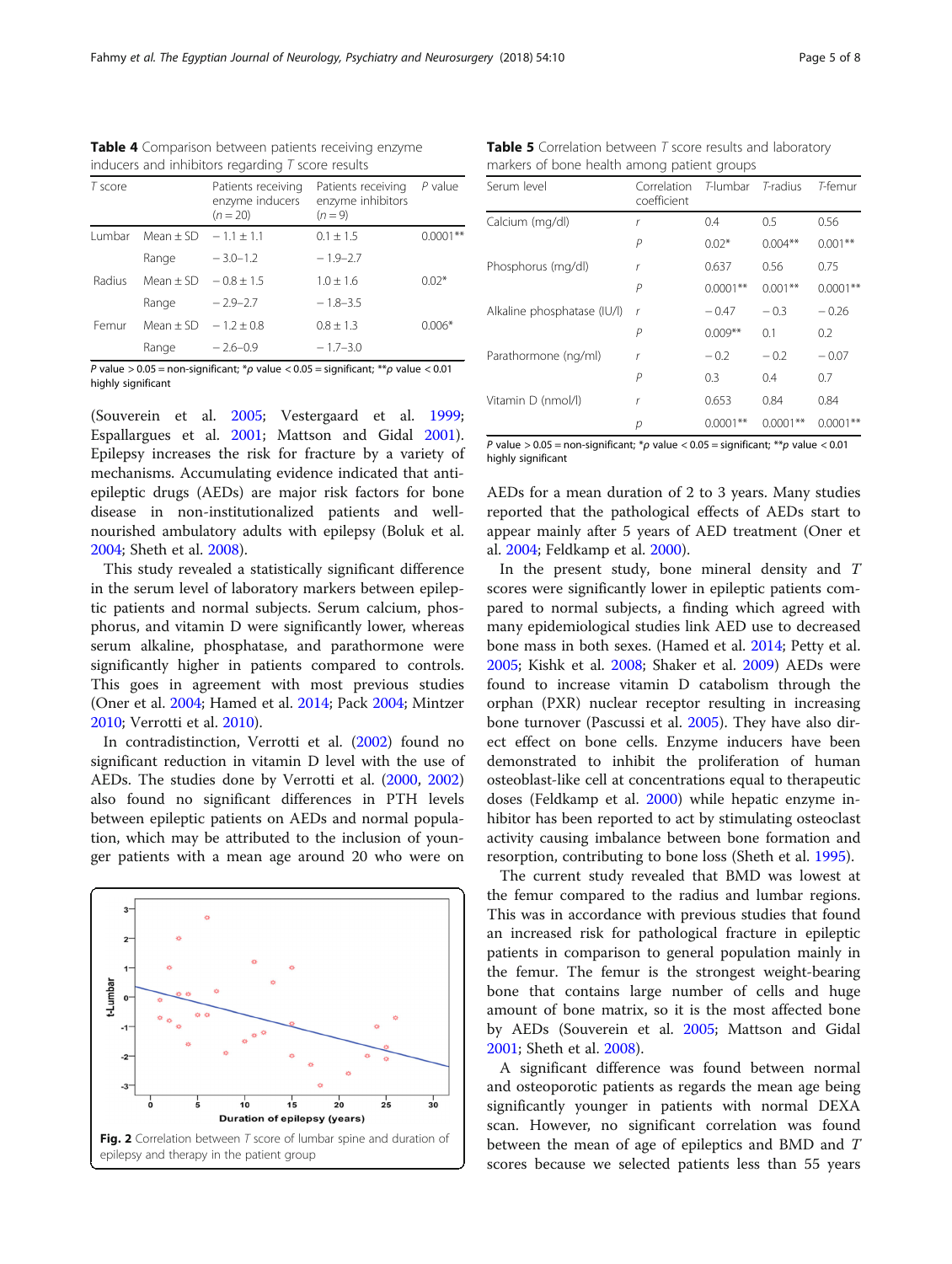**Table 4** Comparison between patients receiving enzyme inducers and inhibitors regarding *T* score results

| *T* score | | Patients receiving enzyme inducers (*n* = 20) | Patients receiving enzyme inhibitors (*n* = 9) | *P* value |
|---|---|---|---|---|
| Lumbar | Mean ± SD | − 1.1 ± 1.1 | 0.1 ± 1.5 | 0.0001** |
| | Range | − 3.0–1.2 | − 1.9–2.7 | |
| Radius | Mean ± SD | − 0.8 ± 1.5 | 1.0 ± 1.6 | 0.02* |
| | Range | − 2.9–2.7 | − 1.8–3.5 | |
| Femur | Mean ± SD | − 1.2 ± 0.8 | 0.8 ± 1.3 | 0.006* |
| | Range | − 2.6–0.9 | − 1.7–3.0 | |

*P* value > 0.05 = non-significant; **p* value < 0.05 = significant; ***p* value < 0.01 highly significant

(Souverein et al. 2005; Vestergaard et al. 1999; Espallargues et al. 2001; Mattson and Gidal 2001). Epilepsy increases the risk for fracture by a variety of mechanisms. Accumulating evidence indicated that antiepileptic drugs (AEDs) are major risk factors for bone disease in non-institutionalized patients and well-nourished ambulatory adults with epilepsy (Boluk et al. 2004; Sheth et al. 2008).

This study revealed a statistically significant difference in the serum level of laboratory markers between epileptic patients and normal subjects. Serum calcium, phosphorus, and vitamin D were significantly lower, whereas serum alkaline, phosphatase, and parathormone were significantly higher in patients compared to controls. This goes in agreement with most previous studies (Oner et al. 2004; Hamed et al. 2014; Pack 2004; Mintzer 2010; Verrotti et al. 2010).

In contradistinction, Verrotti et al. (2002) found no significant reduction in vitamin D level with the use of AEDs. The studies done by Verrotti et al. (2000, 2002) also found no significant differences in PTH levels between epileptic patients on AEDs and normal population, which may be attributed to the inclusion of younger patients with a mean age around 20 who were on

**Fig. 2** Correlation between *T* score of lumbar spine and duration of epilepsy and therapy in the patient group

**Table 5** Correlation between *T* score results and laboratory markers of bone health among patient groups

| Serum level | Correlation coefficient | *T*-lumbar | *T*-radius | *T*-femur |
|---|---|---|---|---|
| Calcium (mg/dl) | *r* | 0.4 | 0.5 | 0.56 |
| | *P* | 0.02* | 0.004** | 0.001** |
| Phosphorus (mg/dl) | *r* | 0.637 | 0.56 | 0.75 |
| | *P* | 0.0001** | 0.001** | 0.0001** |
| Alkaline phosphatase (IU/l) | *r* | − 0.47 | − 0.3 | − 0.26 |
| | *P* | 0.009** | 0.1 | 0.2 |
| Parathormone (ng/ml) | *r* | − 0.2 | − 0.2 | − 0.07 |
| | *P* | 0.3 | 0.4 | 0.7 |
| Vitamin D (nmol/l) | *r* | 0.653 | 0.84 | 0.84 |
| | *p* | 0.0001** | 0.0001** | 0.0001** |

*P* value > 0.05 = non-significant; **p* value < 0.05 = significant; ***p* value < 0.01 highly significant

AEDs for a mean duration of 2 to 3 years. Many studies reported that the pathological effects of AEDs start to appear mainly after 5 years of AED treatment (Oner et al. 2004; Feldkamp et al. 2000).

In the present study, bone mineral density and *T* scores were significantly lower in epileptic patients compared to normal subjects, a finding which agreed with many epidemiological studies link AED use to decreased bone mass in both sexes. (Hamed et al. 2014; Petty et al. 2005; Kishk et al. 2008; Shaker et al. 2009) AEDs were found to increase vitamin D catabolism through the orphan (PXR) nuclear receptor resulting in increasing bone turnover (Pascussi et al. 2005). They have also direct effect on bone cells. Enzyme inducers have been demonstrated to inhibit the proliferation of human osteoblast-like cell at concentrations equal to therapeutic doses (Feldkamp et al. 2000) while hepatic enzyme inhibitor has been reported to act by stimulating osteoclast activity causing imbalance between bone formation and resorption, contributing to bone loss (Sheth et al. 1995).

The current study revealed that BMD was lowest at the femur compared to the radius and lumbar regions. This was in accordance with previous studies that found an increased risk for pathological fracture in epileptic patients in comparison to general population mainly in the femur. The femur is the strongest weight-bearing bone that contains large number of cells and huge amount of bone matrix, so it is the most affected bone by AEDs (Souverein et al. 2005; Mattson and Gidal 2001; Sheth et al. 2008).

A significant difference was found between normal and osteoporotic patients as regards the mean age being significantly younger in patients with normal DEXA scan. However, no significant correlation was found between the mean of age of epileptics and BMD and *T* scores because we selected patients less than 55 years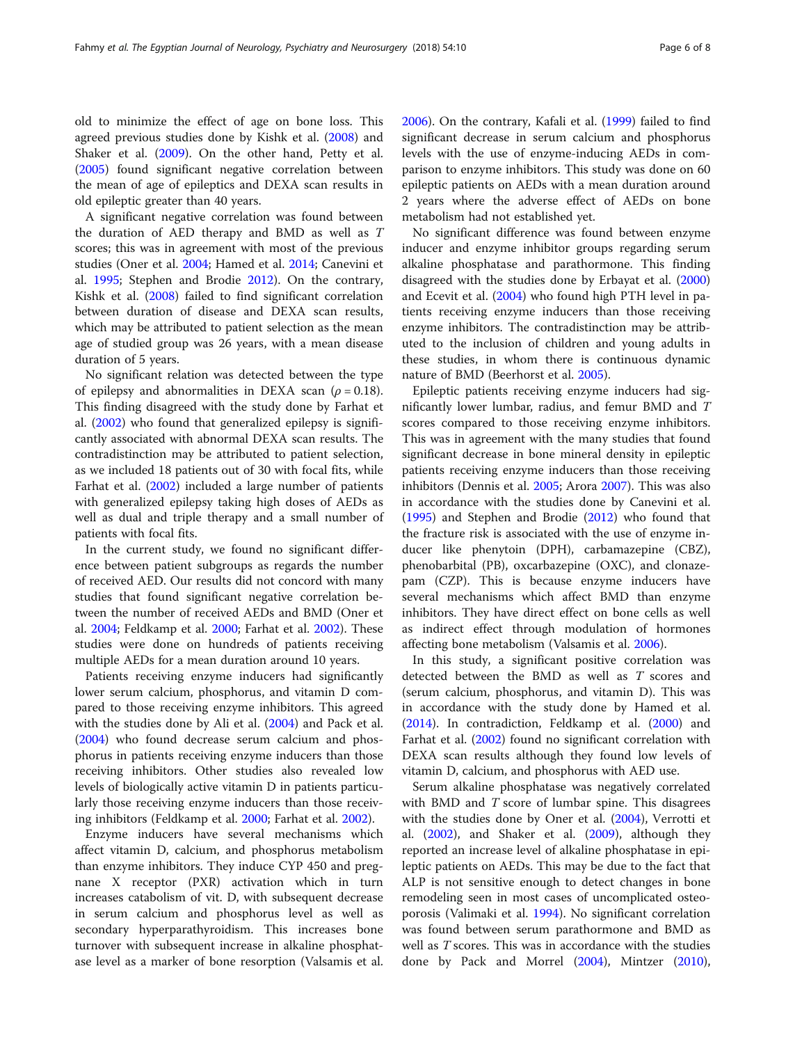old to minimize the effect of age on bone loss. This agreed previous studies done by Kishk et al. (2008) and Shaker et al. (2009). On the other hand, Petty et al. (2005) found significant negative correlation between the mean of age of epileptics and DEXA scan results in old epileptic greater than 40 years.

A significant negative correlation was found between the duration of AED therapy and BMD as well as *T* scores; this was in agreement with most of the previous studies (Oner et al. 2004; Hamed et al. 2014; Canevini et al. 1995; Stephen and Brodie 2012). On the contrary, Kishk et al. (2008) failed to find significant correlation between duration of disease and DEXA scan results, which may be attributed to patient selection as the mean age of studied group was 26 years, with a mean disease duration of 5 years.

No significant relation was detected between the type of epilepsy and abnormalities in DEXA scan ($\rho = 0.18$). This finding disagreed with the study done by Farhat et al. (2002) who found that generalized epilepsy is significantly associated with abnormal DEXA scan results. The contradistinction may be attributed to patient selection, as we included 18 patients out of 30 with focal fits, while Farhat et al. (2002) included a large number of patients with generalized epilepsy taking high doses of AEDs as well as dual and triple therapy and a small number of patients with focal fits.

In the current study, we found no significant difference between patient subgroups as regards the number of received AED. Our results did not concord with many studies that found significant negative correlation between the number of received AEDs and BMD (Oner et al. 2004; Feldkamp et al. 2000; Farhat et al. 2002). These studies were done on hundreds of patients receiving multiple AEDs for a mean duration around 10 years.

Patients receiving enzyme inducers had significantly lower serum calcium, phosphorus, and vitamin D compared to those receiving enzyme inhibitors. This agreed with the studies done by Ali et al. (2004) and Pack et al. (2004) who found decrease serum calcium and phosphorus in patients receiving enzyme inducers than those receiving inhibitors. Other studies also revealed low levels of biologically active vitamin D in patients particularly those receiving enzyme inducers than those receiving inhibitors (Feldkamp et al. 2000; Farhat et al. 2002).

Enzyme inducers have several mechanisms which affect vitamin D, calcium, and phosphorus metabolism than enzyme inhibitors. They induce CYP 450 and pregnane X receptor (PXR) activation which in turn increases catabolism of vit. D, with subsequent decrease in serum calcium and phosphorus level as well as secondary hyperparathyroidism. This increases bone turnover with subsequent increase in alkaline phosphatase level as a marker of bone resorption (Valsamis et al. 2006). On the contrary, Kafali et al. (1999) failed to find significant decrease in serum calcium and phosphorus levels with the use of enzyme-inducing AEDs in comparison to enzyme inhibitors. This study was done on 60 epileptic patients on AEDs with a mean duration around 2 years where the adverse effect of AEDs on bone metabolism had not established yet.

No significant difference was found between enzyme inducer and enzyme inhibitor groups regarding serum alkaline phosphatase and parathormone. This finding disagreed with the studies done by Erbayat et al. (2000) and Ecevit et al. (2004) who found high PTH level in patients receiving enzyme inducers than those receiving enzyme inhibitors. The contradistinction may be attributed to the inclusion of children and young adults in these studies, in whom there is continuous dynamic nature of BMD (Beerhorst et al. 2005).

Epileptic patients receiving enzyme inducers had significantly lower lumbar, radius, and femur BMD and *T* scores compared to those receiving enzyme inhibitors. This was in agreement with the many studies that found significant decrease in bone mineral density in epileptic patients receiving enzyme inducers than those receiving inhibitors (Dennis et al. 2005; Arora 2007). This was also in accordance with the studies done by Canevini et al. (1995) and Stephen and Brodie (2012) who found that the fracture risk is associated with the use of enzyme inducer like phenytoin (DPH), carbamazepine (CBZ), phenobarbital (PB), oxcarbazepine (OXC), and clonazepam (CZP). This is because enzyme inducers have several mechanisms which affect BMD than enzyme inhibitors. They have direct effect on bone cells as well as indirect effect through modulation of hormones affecting bone metabolism (Valsamis et al. 2006).

In this study, a significant positive correlation was detected between the BMD as well as *T* scores and (serum calcium, phosphorus, and vitamin D). This was in accordance with the study done by Hamed et al. (2014). In contradiction, Feldkamp et al. (2000) and Farhat et al. (2002) found no significant correlation with DEXA scan results although they found low levels of vitamin D, calcium, and phosphorus with AED use.

Serum alkaline phosphatase was negatively correlated with BMD and *T* score of lumbar spine. This disagrees with the studies done by Oner et al. (2004), Verrotti et al. (2002), and Shaker et al. (2009), although they reported an increase level of alkaline phosphatase in epileptic patients on AEDs. This may be due to the fact that ALP is not sensitive enough to detect changes in bone remodeling seen in most cases of uncomplicated osteoporosis (Valimaki et al. 1994). No significant correlation was found between serum parathormone and BMD as well as *T* scores. This was in accordance with the studies done by Pack and Morrel (2004), Mintzer (2010),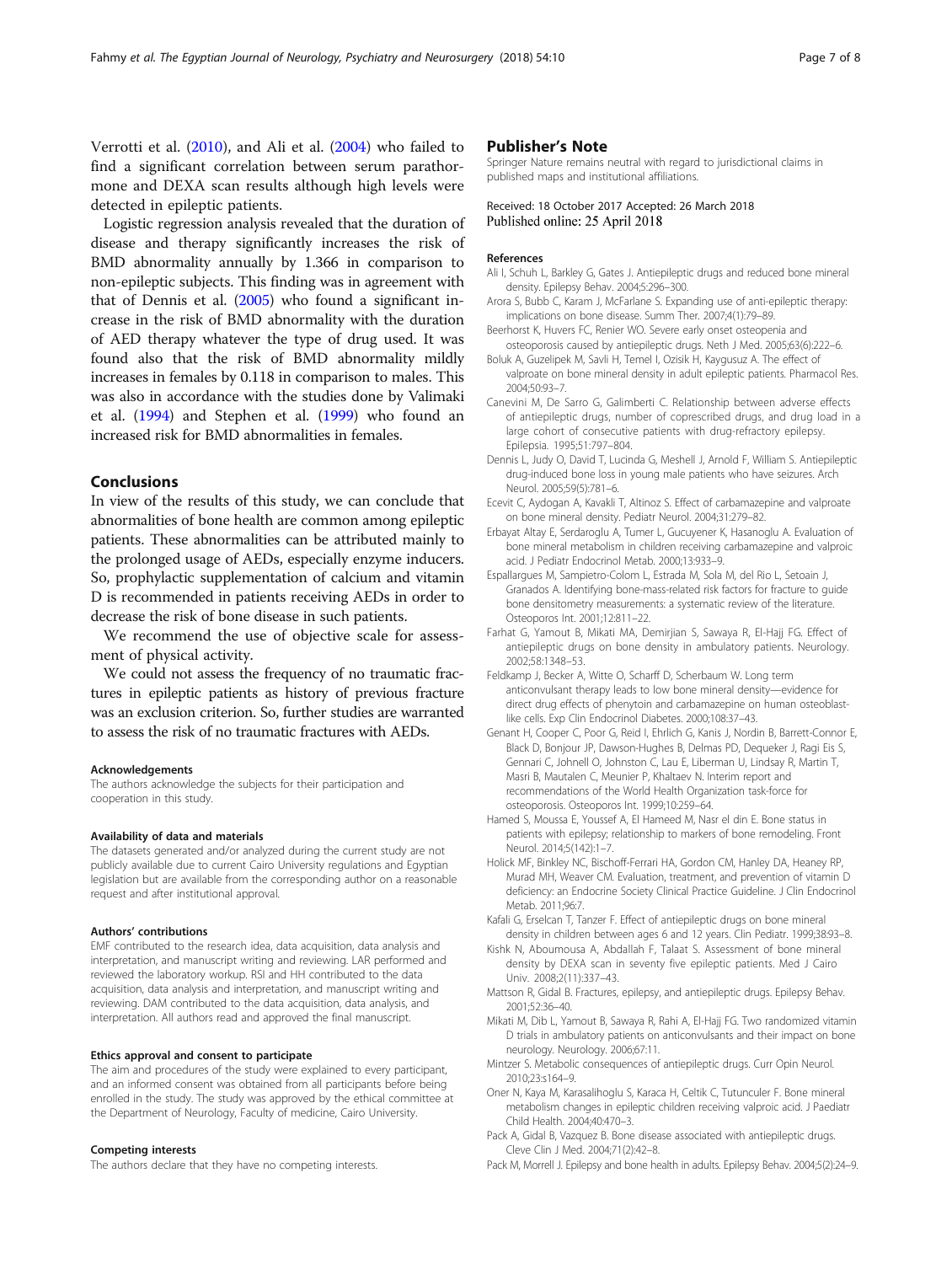Verrotti et al. (2010), and Ali et al. (2004) who failed to find a significant correlation between serum parathormone and DEXA scan results although high levels were detected in epileptic patients.

Logistic regression analysis revealed that the duration of disease and therapy significantly increases the risk of BMD abnormality annually by 1.366 in comparison to non-epileptic subjects. This finding was in agreement with that of Dennis et al. (2005) who found a significant increase in the risk of BMD abnormality with the duration of AED therapy whatever the type of drug used. It was found also that the risk of BMD abnormality mildly increases in females by 0.118 in comparison to males. This was also in accordance with the studies done by Valimaki et al. (1994) and Stephen et al. (1999) who found an increased risk for BMD abnormalities in females.

## Conclusions

In view of the results of this study, we can conclude that abnormalities of bone health are common among epileptic patients. These abnormalities can be attributed mainly to the prolonged usage of AEDs, especially enzyme inducers. So, prophylactic supplementation of calcium and vitamin D is recommended in patients receiving AEDs in order to decrease the risk of bone disease in such patients.

We recommend the use of objective scale for assessment of physical activity.

We could not assess the frequency of no traumatic fractures in epileptic patients as history of previous fracture was an exclusion criterion. So, further studies are warranted to assess the risk of no traumatic fractures with AEDs.

#### Acknowledgements

The authors acknowledge the subjects for their participation and cooperation in this study.

#### Availability of data and materials

The datasets generated and/or analyzed during the current study are not publicly available due to current Cairo University regulations and Egyptian legislation but are available from the corresponding author on a reasonable request and after institutional approval.

#### Authors' contributions

EMF contributed to the research idea, data acquisition, data analysis and interpretation, and manuscript writing and reviewing. LAR performed and reviewed the laboratory workup. RSI and HH contributed to the data acquisition, data analysis and interpretation, and manuscript writing and reviewing. DAM contributed to the data acquisition, data analysis, and interpretation. All authors read and approved the final manuscript.

#### Ethics approval and consent to participate

The aim and procedures of the study were explained to every participant, and an informed consent was obtained from all participants before being enrolled in the study. The study was approved by the ethical committee at the Department of Neurology, Faculty of medicine, Cairo University.

#### Competing interests

The authors declare that they have no competing interests.

## Publisher's Note

Springer Nature remains neutral with regard to jurisdictional claims in published maps and institutional affiliations.

Received: 18 October 2017 Accepted: 26 March 2018
Published online: 25 April 2018

#### References

Ali I, Schuh L, Barkley G, Gates J. Antiepileptic drugs and reduced bone mineral density. Epilepsy Behav. 2004;5:296–300.

Arora S, Bubb C, Karam J, McFarlane S. Expanding use of anti-epileptic therapy: implications on bone disease. Summ Ther. 2007;4(1):79–89.

Beerhorst K, Huvers FC, Renier WO. Severe early onset osteopenia and osteoporosis caused by antiepileptic drugs. Neth J Med. 2005;63(6):222–6.

Boluk A, Guzelipek M, Savli H, Temel I, Ozisik H, Kaygusuz A. The effect of valproate on bone mineral density in adult epileptic patients. Pharmacol Res. 2004;50:93–7.

Canevini M, De Sarro G, Galimberti C. Relationship between adverse effects of antiepileptic drugs, number of coprescribed drugs, and drug load in a large cohort of consecutive patients with drug-refractory epilepsy. Epilepsia. 1995;51:797–804.

Dennis L, Judy O, David T, Lucinda G, Meshell J, Arnold F, William S. Antiepileptic drug-induced bone loss in young male patients who have seizures. Arch Neurol. 2005;59(5):781–6.

Ecevit C, Aydogan A, Kavakli T, Altinoz S. Effect of carbamazepine and valproate on bone mineral density. Pediatr Neurol. 2004;31:279–82.

Erbayat Altay E, Serdaroglu A, Tumer L, Gucuyener K, Hasanoglu A. Evaluation of bone mineral metabolism in children receiving carbamazepine and valproic acid. J Pediatr Endocrinol Metab. 2000;13:933–9.

Espallargues M, Sampietro-Colom L, Estrada M, Sola M, del Rio L, Setoain J, Granados A. Identifying bone-mass-related risk factors for fracture to guide bone densitometry measurements: a systematic review of the literature. Osteoporos Int. 2001;12:811–22.

Farhat G, Yamout B, Mikati MA, Demirjian S, Sawaya R, El-Hajj FG. Effect of antiepileptic drugs on bone density in ambulatory patients. Neurology. 2002;58:1348–53.

Feldkamp J, Becker A, Witte O, Scharff D, Scherbaum W. Long term anticonvulsant therapy leads to low bone mineral density—evidence for direct drug effects of phenytoin and carbamazepine on human osteoblast-like cells. Exp Clin Endocrinol Diabetes. 2000;108:37–43.

Genant H, Cooper C, Poor G, Reid I, Ehrlich G, Kanis J, Nordin B, Barrett-Connor E, Black D, Bonjour JP, Dawson-Hughes B, Delmas PD, Dequeker J, Ragi Eis S, Gennari C, Johnell O, Johnston C, Lau E, Liberman U, Lindsay R, Martin T, Masri B, Mautalen C, Meunier P, Khaltaev N. Interim report and recommendations of the World Health Organization task-force for osteoporosis. Osteoporos Int. 1999;10:259–64.

Hamed S, Moussa E, Youssef A, El Hameed M, Nasr el din E. Bone status in patients with epilepsy; relationship to markers of bone remodeling. Front Neurol. 2014;5(142):1–7.

Holick MF, Binkley NC, Bischoff-Ferrari HA, Gordon CM, Hanley DA, Heaney RP, Murad MH, Weaver CM. Evaluation, treatment, and prevention of vitamin D deficiency: an Endocrine Society Clinical Practice Guideline. J Clin Endocrinol Metab. 2011;96:7.

Kafali G, Erselcan T, Tanzer F. Effect of antiepileptic drugs on bone mineral density in children between ages 6 and 12 years. Clin Pediatr. 1999;38:93–8.

Kishk N, Aboumousa A, Abdallah F, Talaat S. Assessment of bone mineral density by DEXA scan in seventy five epileptic patients. Med J Cairo Univ. 2008;2(11):337–43.

Mattson R, Gidal B. Fractures, epilepsy, and antiepileptic drugs. Epilepsy Behav. 2001;52:36–40.

Mikati M, Dib L, Yamout B, Sawaya R, Rahi A, El-Hajj FG. Two randomized vitamin D trials in ambulatory patients on anticonvulsants and their impact on bone neurology. Neurology. 2006;67:11.

Mintzer S. Metabolic consequences of antiepileptic drugs. Curr Opin Neurol. 2010;23:s164–9.

Oner N, Kaya M, Karasalihoglu S, Karaca H, Celtik C, Tutunculer F. Bone mineral metabolism changes in epileptic children receiving valproic acid. J Paediatr Child Health. 2004;40:470–3.

Pack A, Gidal B, Vazquez B. Bone disease associated with antiepileptic drugs. Cleve Clin J Med. 2004;71(2):42–8.

Pack M, Morrell J. Epilepsy and bone health in adults. Epilepsy Behav. 2004;5(2):24–9.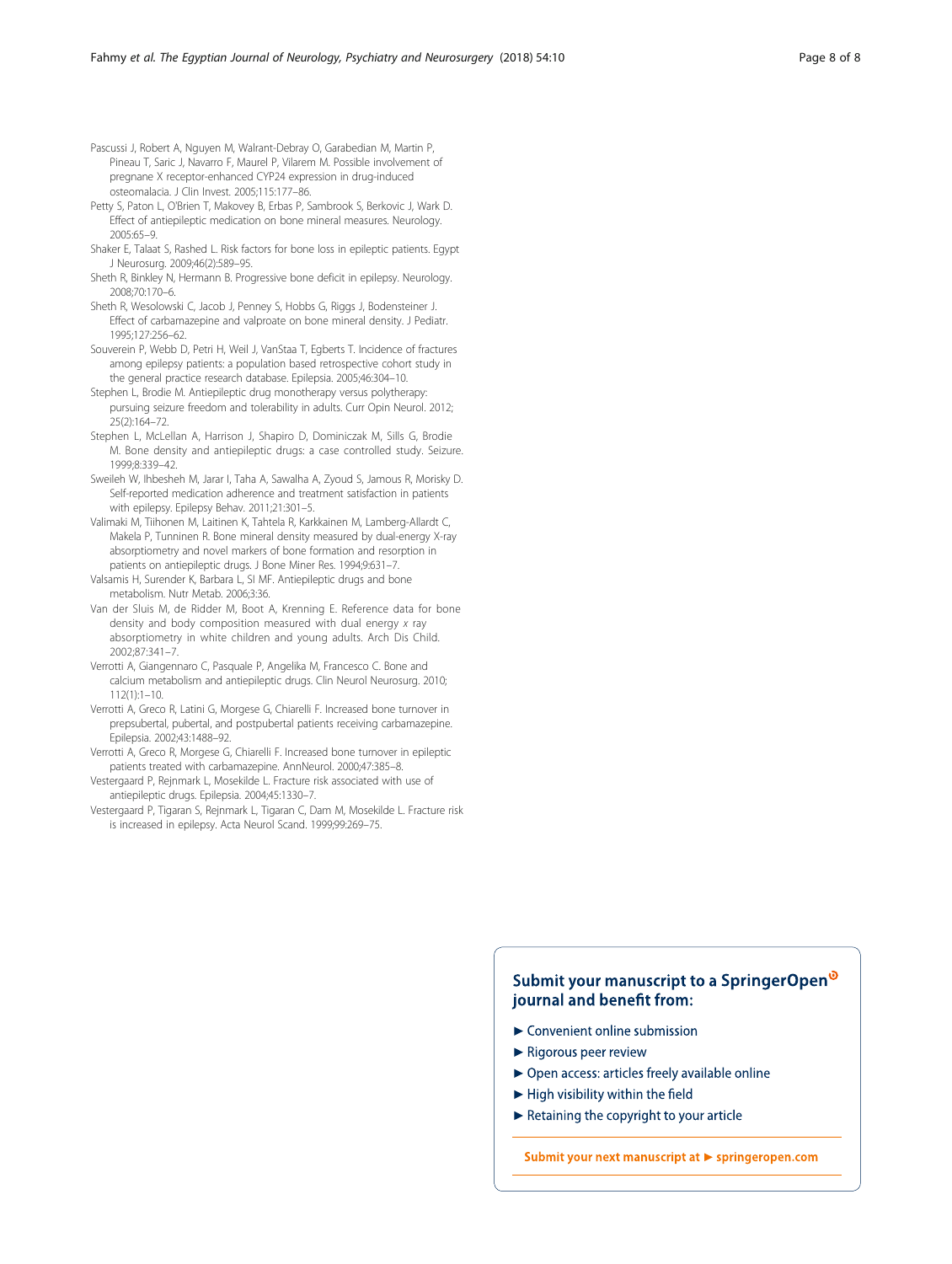Pascussi J, Robert A, Nguyen M, Walrant-Debray O, Garabedian M, Martin P, Pineau T, Saric J, Navarro F, Maurel P, Vilarem M. Possible involvement of pregnane X receptor-enhanced CYP24 expression in drug-induced osteomalacia. J Clin Invest. 2005;115:177–86.

Petty S, Paton L, O'Brien T, Makovey B, Erbas P, Sambrook S, Berkovic J, Wark D. Effect of antiepileptic medication on bone mineral measures. Neurology. 2005:65–9.

Shaker E, Talaat S, Rashed L. Risk factors for bone loss in epileptic patients. Egypt J Neurosurg. 2009;46(2):589–95.

Sheth R, Binkley N, Hermann B. Progressive bone deficit in epilepsy. Neurology. 2008;70:170–6.

Sheth R, Wesolowski C, Jacob J, Penney S, Hobbs G, Riggs J, Bodensteiner J. Effect of carbamazepine and valproate on bone mineral density. J Pediatr. 1995;127:256–62.

Souverein P, Webb D, Petri H, Weil J, VanStaa T, Egberts T. Incidence of fractures among epilepsy patients: a population based retrospective cohort study in the general practice research database. Epilepsia. 2005;46:304–10.

Stephen L, Brodie M. Antiepileptic drug monotherapy versus polytherapy: pursuing seizure freedom and tolerability in adults. Curr Opin Neurol. 2012; 25(2):164–72.

Stephen L, McLellan A, Harrison J, Shapiro D, Dominiczak M, Sills G, Brodie M. Bone density and antiepileptic drugs: a case controlled study. Seizure. 1999;8:339–42.

Sweileh W, Ihbesheh M, Jarar I, Taha A, Sawalha A, Zyoud S, Jamous R, Morisky D. Self-reported medication adherence and treatment satisfaction in patients with epilepsy. Epilepsy Behav. 2011;21:301–5.

Valimaki M, Tiihonen M, Laitinen K, Tahtela R, Karkkainen M, Lamberg-Allardt C, Makela P, Tunninen R. Bone mineral density measured by dual-energy X-ray absorptiometry and novel markers of bone formation and resorption in patients on antiepileptic drugs. J Bone Miner Res. 1994;9:631–7.

Valsamis H, Surender K, Barbara L, SI MF. Antiepileptic drugs and bone metabolism. Nutr Metab. 2006;3:36.

Van der Sluis M, de Ridder M, Boot A, Krenning E. Reference data for bone density and body composition measured with dual energy *x* ray absorptiometry in white children and young adults. Arch Dis Child. 2002;87:341–7.

Verrotti A, Giangennaro C, Pasquale P, Angelika M, Francesco C. Bone and calcium metabolism and antiepileptic drugs. Clin Neurol Neurosurg. 2010; 112(1):1–10.

Verrotti A, Greco R, Latini G, Morgese G, Chiarelli F. Increased bone turnover in prepsubertal, pubertal, and postpubertal patients receiving carbamazepine. Epilepsia. 2002;43:1488–92.

Verrotti A, Greco R, Morgese G, Chiarelli F. Increased bone turnover in epileptic patients treated with carbamazepine. AnnNeurol. 2000;47:385–8.

Vestergaard P, Rejnmark L, Mosekilde L. Fracture risk associated with use of antiepileptic drugs. Epilepsia. 2004;45:1330–7.

Vestergaard P, Tigaran S, Rejnmark L, Tigaran C, Dam M, Mosekilde L. Fracture risk is increased in epilepsy. Acta Neurol Scand. 1999;99:269–75.

**Submit your manuscript to a SpringerOpen journal and benefit from:**

- ► Convenient online submission
- ► Rigorous peer review
- ► Open access: articles freely available online
- ► High visibility within the field
- ► Retaining the copyright to your article

**Submit your next manuscript at ► springeropen.com**